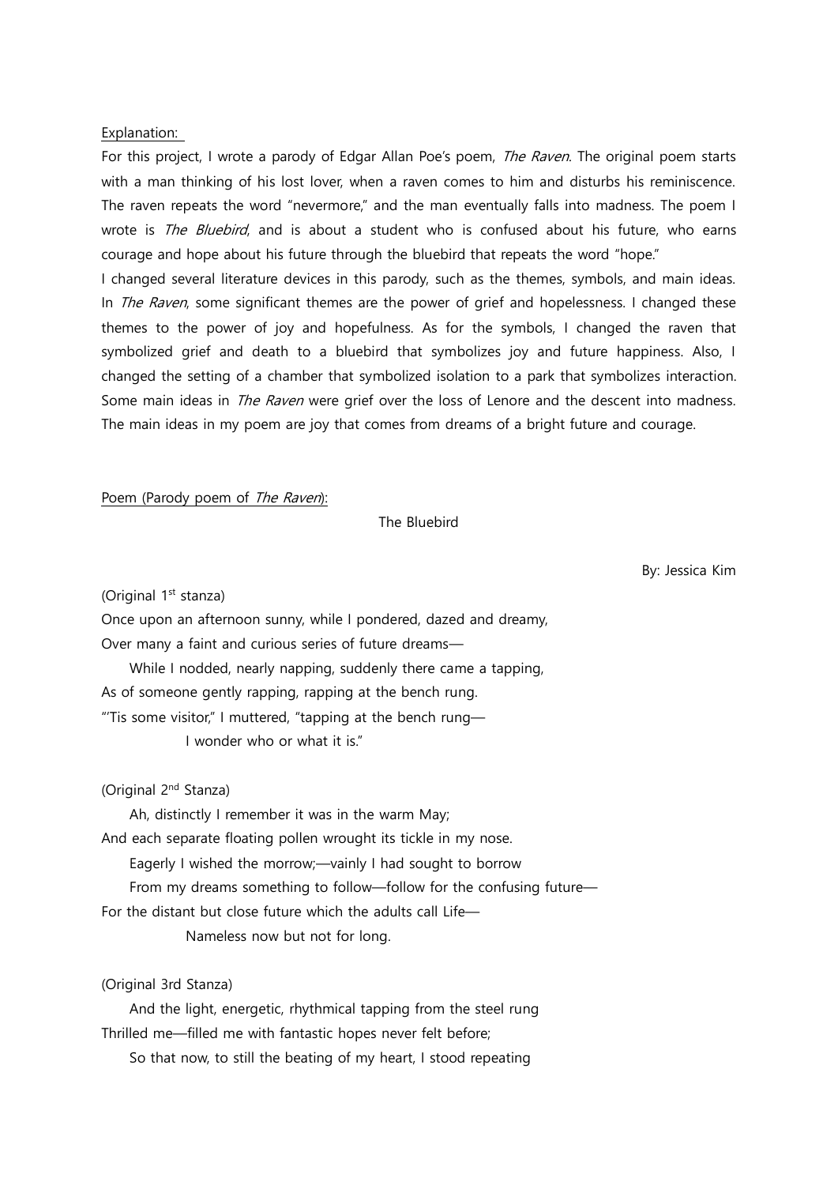Explanation:

For this project, I wrote a parody of Edgar Allan Poe's poem, *The Raven*. The original poem starts with a man thinking of his lost lover, when a raven comes to him and disturbs his reminiscence. The raven repeats the word "nevermore," and the man eventually falls into madness. The poem I wrote is *The Bluebird*, and is about a student who is confused about his future, who earns courage and hope about his future through the bluebird that repeats the word "hope."

I changed several literature devices in this parody, such as the themes, symbols, and main ideas. In *The Raven*, some significant themes are the power of grief and hopelessness. I changed these themes to the power of joy and hopefulness. As for the symbols, I changed the raven that symbolized grief and death to a bluebird that symbolizes joy and future happiness. Also, I changed the setting of a chamber that symbolized isolation to a park that symbolizes interaction. Some main ideas in *The Raven* were grief over the loss of Lenore and the descent into madness. The main ideas in my poem are joy that comes from dreams of a bright future and courage.

Poem (Parody poem of *The Raven*):

The Bluebird

By: Jessica Kim

(Original 1st stanza)

Once upon an afternoon sunny, while I pondered, dazed and dreamy,
Over many a faint and curious series of future dreams—
While I nodded, nearly napping, suddenly there came a tapping,
As of someone gently rapping, rapping at the bench rung.
"'Tis some visitor," I muttered, "tapping at the bench rung—
I wonder who or what it is."

(Original 2nd Stanza)

Ah, distinctly I remember it was in the warm May;
And each separate floating pollen wrought its tickle in my nose.
Eagerly I wished the morrow;—vainly I had sought to borrow
From my dreams something to follow—follow for the confusing future—
For the distant but close future which the adults call Life—
Nameless now but not for long.

(Original 3rd Stanza)

And the light, energetic, rhythmical tapping from the steel rung
Thrilled me—filled me with fantastic hopes never felt before;
So that now, to still the beating of my heart, I stood repeating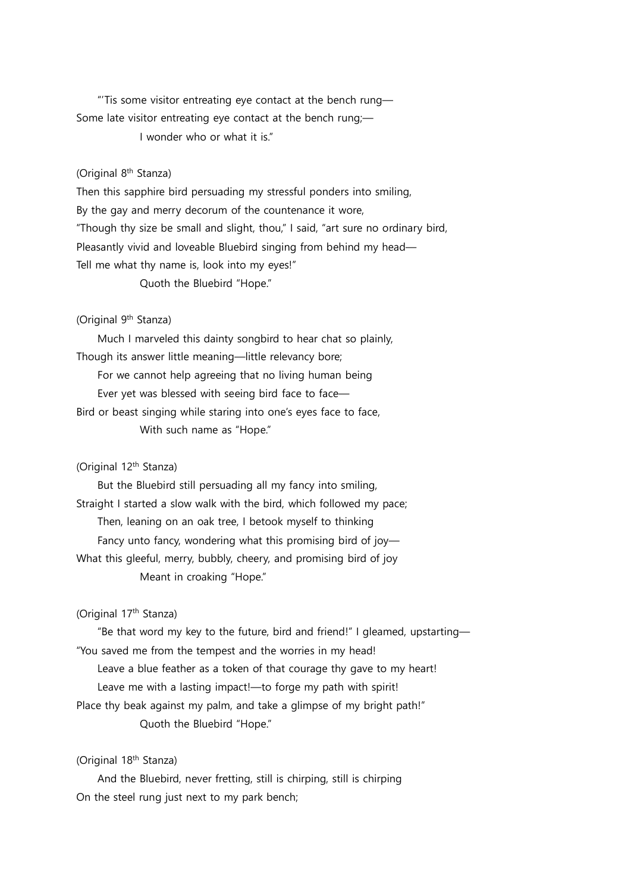"'Tis some visitor entreating eye contact at the bench rung—
Some late visitor entreating eye contact at the bench rung;—
I wonder who or what it is."

(Original 8th Stanza)

Then this sapphire bird persuading my stressful ponders into smiling,
By the gay and merry decorum of the countenance it wore,
"Though thy size be small and slight, thou," I said, "art sure no ordinary bird,
Pleasantly vivid and loveable Bluebird singing from behind my head—
Tell me what thy name is, look into my eyes!"
Quoth the Bluebird "Hope."

(Original 9th Stanza)

Much I marveled this dainty songbird to hear chat so plainly,
Though its answer little meaning—little relevancy bore;
For we cannot help agreeing that no living human being
Ever yet was blessed with seeing bird face to face—
Bird or beast singing while staring into one's eyes face to face,
With such name as "Hope."

(Original 12th Stanza)

But the Bluebird still persuading all my fancy into smiling,
Straight I started a slow walk with the bird, which followed my pace;
Then, leaning on an oak tree, I betook myself to thinking
Fancy unto fancy, wondering what this promising bird of joy—
What this gleeful, merry, bubbly, cheery, and promising bird of joy
Meant in croaking "Hope."

(Original 17th Stanza)

"Be that word my key to the future, bird and friend!" I gleamed, upstarting—
"You saved me from the tempest and the worries in my head!
Leave a blue feather as a token of that courage thy gave to my heart!
Leave me with a lasting impact!—to forge my path with spirit!
Place thy beak against my palm, and take a glimpse of my bright path!"
Quoth the Bluebird "Hope."

(Original 18th Stanza)

And the Bluebird, never fretting, still is chirping, still is chirping
On the steel rung just next to my park bench;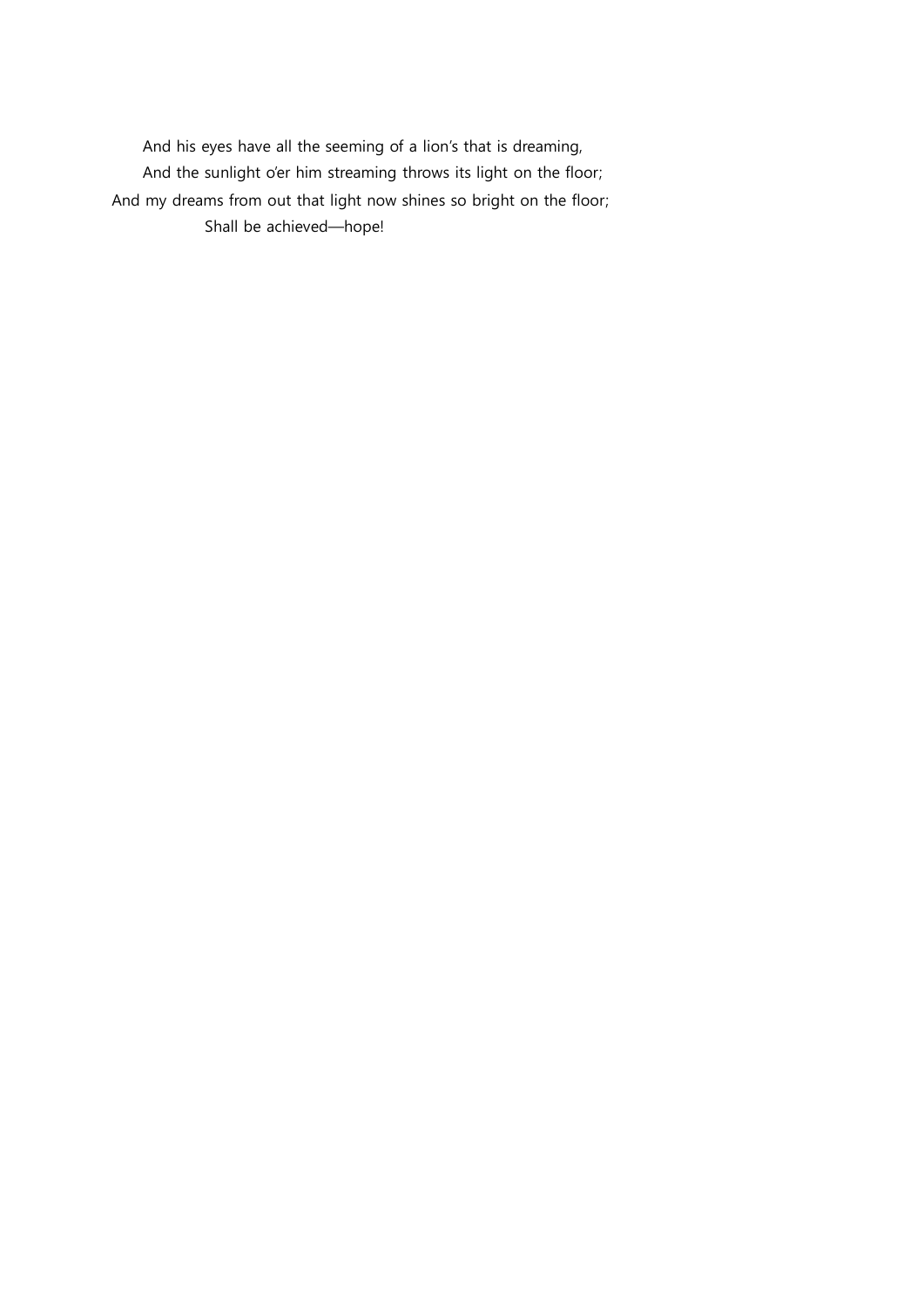And his eyes have all the seeming of a lion's that is dreaming,
And the sunlight o'er him streaming throws its light on the floor;
And my dreams from out that light now shines so bright on the floor;
Shall be achieved—hope!